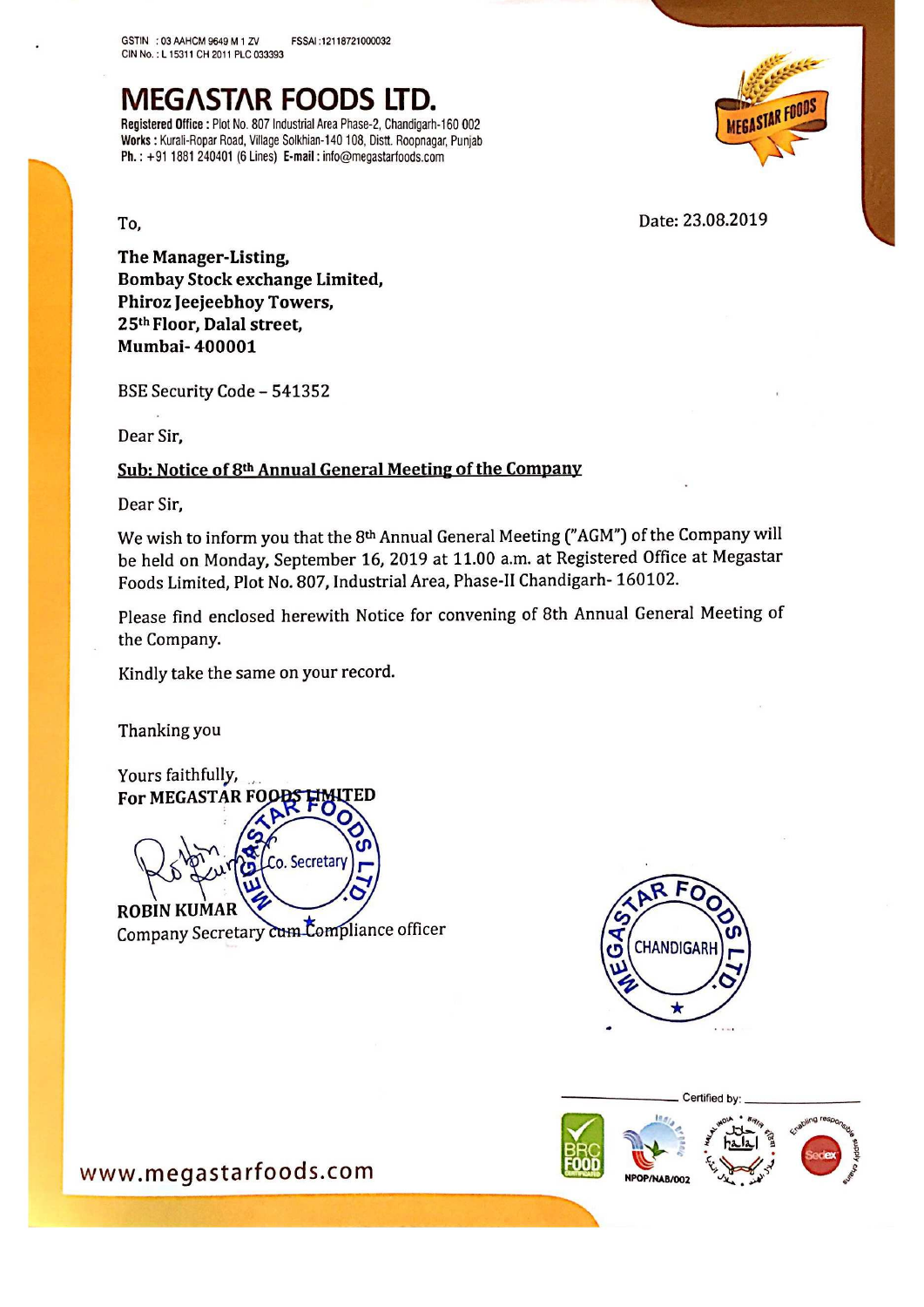GSTIN : 03 AAHCM 9649 M 1 ZV FSSAI :12118721000032
CIN No. : L 15311 CH 2011 PLC 033393

# MEGASTAR FOODS LTD.

**Registered Office :** Plot No. 807 Industrial Area Phase-2, Chandigarh-160 002
**Works :** Kurali-Ropar Road, Village Solkhian-140 108, Distt. Roopnagar, Punjab
**Ph. :** +91 1881 240401 (6 Lines) **E-mail :** info@megastarfoods.com

To,

Date: 23.08.2019

**The Manager-Listing,**
**Bombay Stock exchange Limited,**
**Phiroz Jeejeebhoy Towers,**
**25th Floor, Dalal street,**
**Mumbai- 400001**

BSE Security Code – 541352

Dear Sir,

**Sub: Notice of 8th Annual General Meeting of the Company**

Dear Sir,

We wish to inform you that the 8th Annual General Meeting ("AGM") of the Company will be held on Monday, September 16, 2019 at 11.00 a.m. at Registered Office at Megastar Foods Limited, Plot No. 807, Industrial Area, Phase-II Chandigarh- 160102.

Please find enclosed herewith Notice for convening of 8th Annual General Meeting of the Company.

Kindly take the same on your record.

Thanking you

Yours faithfully,
**For MEGASTAR FOODS LIMITED**

**ROBIN KUMAR**
Company Secretary cum Compliance officer

Certified by:

NPOP/NAB/002

www.megastarfoods.com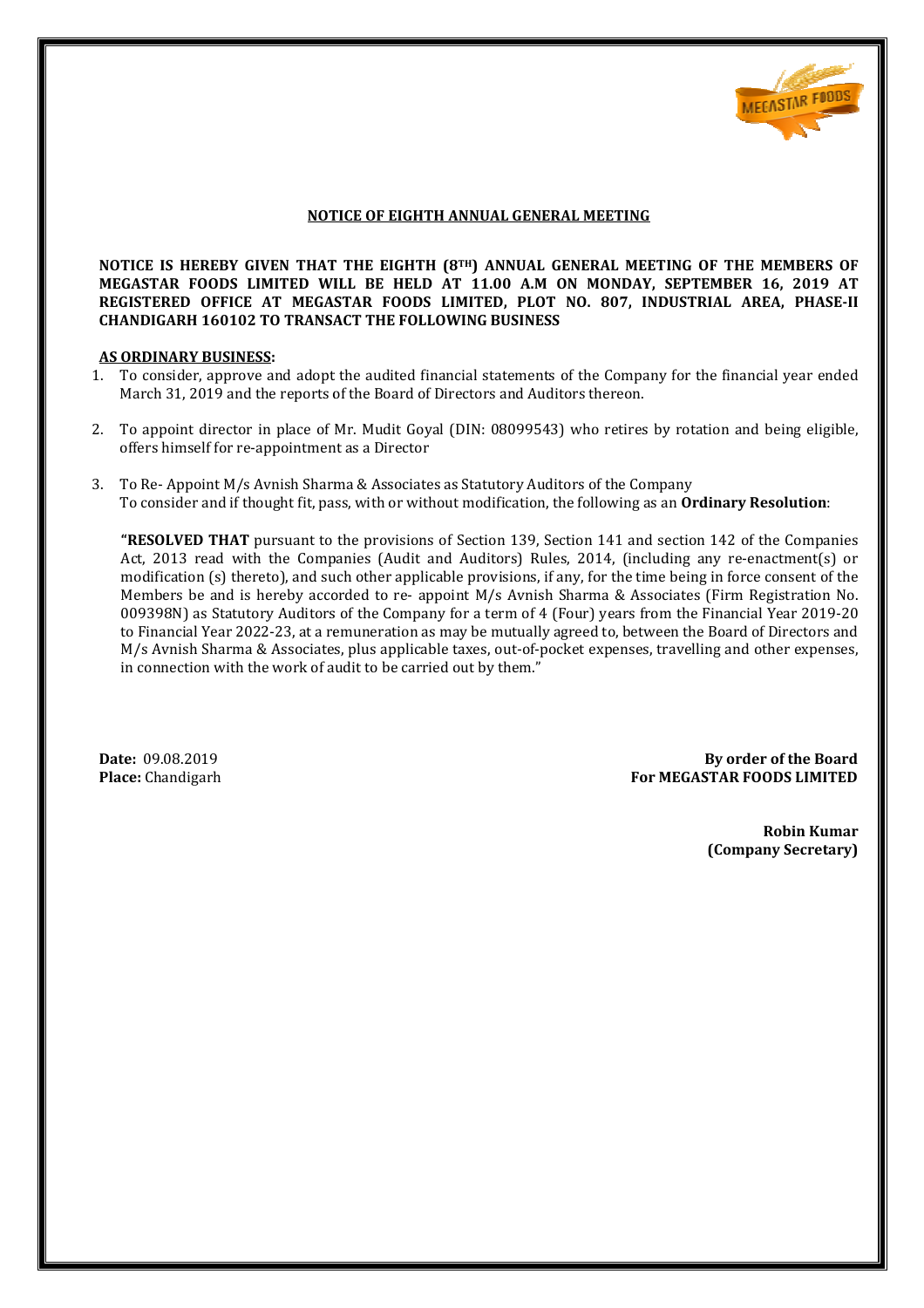## NOTICE OF EIGHTH ANNUAL GENERAL MEETING

**NOTICE IS HEREBY GIVEN THAT THE EIGHTH (8TH) ANNUAL GENERAL MEETING OF THE MEMBERS OF MEGASTAR FOODS LIMITED WILL BE HELD AT 11.00 A.M ON MONDAY, SEPTEMBER 16, 2019 AT REGISTERED OFFICE AT MEGASTAR FOODS LIMITED, PLOT NO. 807, INDUSTRIAL AREA, PHASE-II CHANDIGARH 160102 TO TRANSACT THE FOLLOWING BUSINESS**

**AS ORDINARY BUSINESS:**

1. To consider, approve and adopt the audited financial statements of the Company for the financial year ended March 31, 2019 and the reports of the Board of Directors and Auditors thereon.

2. To appoint director in place of Mr. Mudit Goyal (DIN: 08099543) who retires by rotation and being eligible, offers himself for re-appointment as a Director

3. To Re- Appoint M/s Avnish Sharma & Associates as Statutory Auditors of the Company
   To consider and if thought fit, pass, with or without modification, the following as an **Ordinary Resolution**:

   **"RESOLVED THAT** pursuant to the provisions of Section 139, Section 141 and section 142 of the Companies Act, 2013 read with the Companies (Audit and Auditors) Rules, 2014, (including any re-enactment(s) or modification (s) thereto), and such other applicable provisions, if any, for the time being in force consent of the Members be and is hereby accorded to re- appoint M/s Avnish Sharma & Associates (Firm Registration No. 009398N) as Statutory Auditors of the Company for a term of 4 (Four) years from the Financial Year 2019-20 to Financial Year 2022-23, at a remuneration as may be mutually agreed to, between the Board of Directors and M/s Avnish Sharma & Associates, plus applicable taxes, out-of-pocket expenses, travelling and other expenses, in connection with the work of audit to be carried out by them."

**Date:** 09.08.2019
**Place:** Chandigarh

**By order of the Board**
**For MEGASTAR FOODS LIMITED**

**Robin Kumar**
**(Company Secretary)**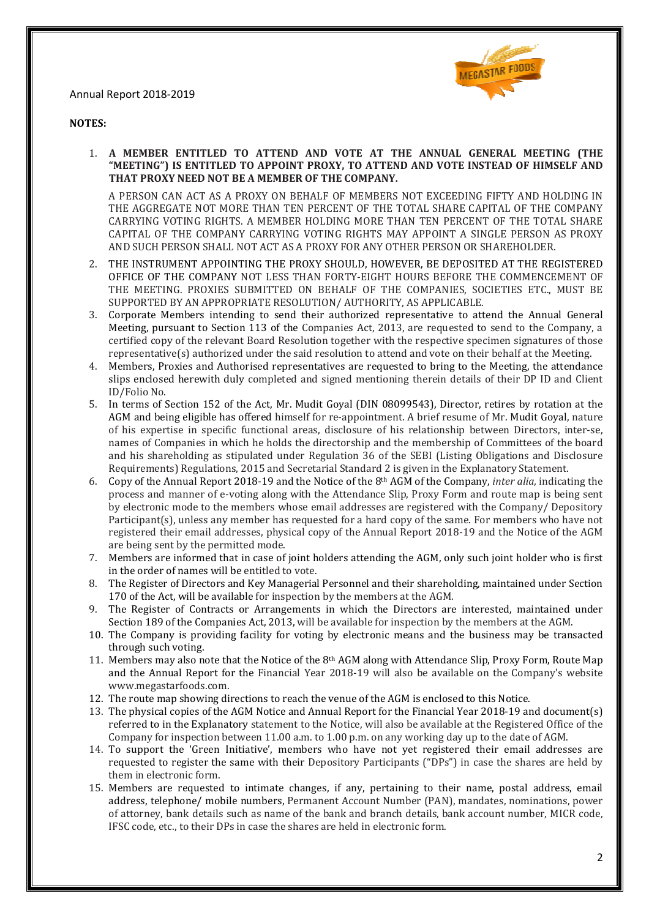**NOTES:**

1. **A MEMBER ENTITLED TO ATTEND AND VOTE AT THE ANNUAL GENERAL MEETING (THE "MEETING") IS ENTITLED TO APPOINT PROXY, TO ATTEND AND VOTE INSTEAD OF HIMSELF AND THAT PROXY NEED NOT BE A MEMBER OF THE COMPANY.**

   A PERSON CAN ACT AS A PROXY ON BEHALF OF MEMBERS NOT EXCEEDING FIFTY AND HOLDING IN THE AGGREGATE NOT MORE THAN TEN PERCENT OF THE TOTAL SHARE CAPITAL OF THE COMPANY CARRYING VOTING RIGHTS. A MEMBER HOLDING MORE THAN TEN PERCENT OF THE TOTAL SHARE CAPITAL OF THE COMPANY CARRYING VOTING RIGHTS MAY APPOINT A SINGLE PERSON AS PROXY AND SUCH PERSON SHALL NOT ACT AS A PROXY FOR ANY OTHER PERSON OR SHAREHOLDER.

2. THE INSTRUMENT APPOINTING THE PROXY SHOULD, HOWEVER, BE DEPOSITED AT THE REGISTERED OFFICE OF THE COMPANY NOT LESS THAN FORTY-EIGHT HOURS BEFORE THE COMMENCEMENT OF THE MEETING. PROXIES SUBMITTED ON BEHALF OF THE COMPANIES, SOCIETIES ETC., MUST BE SUPPORTED BY AN APPROPRIATE RESOLUTION/ AUTHORITY, AS APPLICABLE.
3. Corporate Members intending to send their authorized representative to attend the Annual General Meeting, pursuant to Section 113 of the Companies Act, 2013, are requested to send to the Company, a certified copy of the relevant Board Resolution together with the respective specimen signatures of those representative(s) authorized under the said resolution to attend and vote on their behalf at the Meeting.
4. Members, Proxies and Authorised representatives are requested to bring to the Meeting, the attendance slips enclosed herewith duly completed and signed mentioning therein details of their DP ID and Client ID/Folio No.
5. In terms of Section 152 of the Act, Mr. Mudit Goyal (DIN 08099543), Director, retires by rotation at the AGM and being eligible has offered himself for re-appointment. A brief resume of Mr. Mudit Goyal, nature of his expertise in specific functional areas, disclosure of his relationship between Directors, inter-se, names of Companies in which he holds the directorship and the membership of Committees of the board and his shareholding as stipulated under Regulation 36 of the SEBI (Listing Obligations and Disclosure Requirements) Regulations, 2015 and Secretarial Standard 2 is given in the Explanatory Statement.
6. Copy of the Annual Report 2018-19 and the Notice of the 8th AGM of the Company, *inter alia,* indicating the process and manner of e-voting along with the Attendance Slip, Proxy Form and route map is being sent by electronic mode to the members whose email addresses are registered with the Company/ Depository Participant(s), unless any member has requested for a hard copy of the same. For members who have not registered their email addresses, physical copy of the Annual Report 2018-19 and the Notice of the AGM are being sent by the permitted mode.
7. Members are informed that in case of joint holders attending the AGM, only such joint holder who is first in the order of names will be entitled to vote.
8. The Register of Directors and Key Managerial Personnel and their shareholding, maintained under Section 170 of the Act, will be available for inspection by the members at the AGM.
9. The Register of Contracts or Arrangements in which the Directors are interested, maintained under Section 189 of the Companies Act, 2013, will be available for inspection by the members at the AGM.
10. The Company is providing facility for voting by electronic means and the business may be transacted through such voting.
11. Members may also note that the Notice of the 8th AGM along with Attendance Slip, Proxy Form, Route Map and the Annual Report for the Financial Year 2018-19 will also be available on the Company's website www.megastarfoods.com.
12. The route map showing directions to reach the venue of the AGM is enclosed to this Notice.
13. The physical copies of the AGM Notice and Annual Report for the Financial Year 2018-19 and document(s) referred to in the Explanatory statement to the Notice, will also be available at the Registered Office of the Company for inspection between 11.00 a.m. to 1.00 p.m. on any working day up to the date of AGM.
14. To support the 'Green Initiative', members who have not yet registered their email addresses are requested to register the same with their Depository Participants ("DPs") in case the shares are held by them in electronic form.
15. Members are requested to intimate changes, if any, pertaining to their name, postal address, email address, telephone/ mobile numbers, Permanent Account Number (PAN), mandates, nominations, power of attorney, bank details such as name of the bank and branch details, bank account number, MICR code, IFSC code, etc., to their DPs in case the shares are held in electronic form.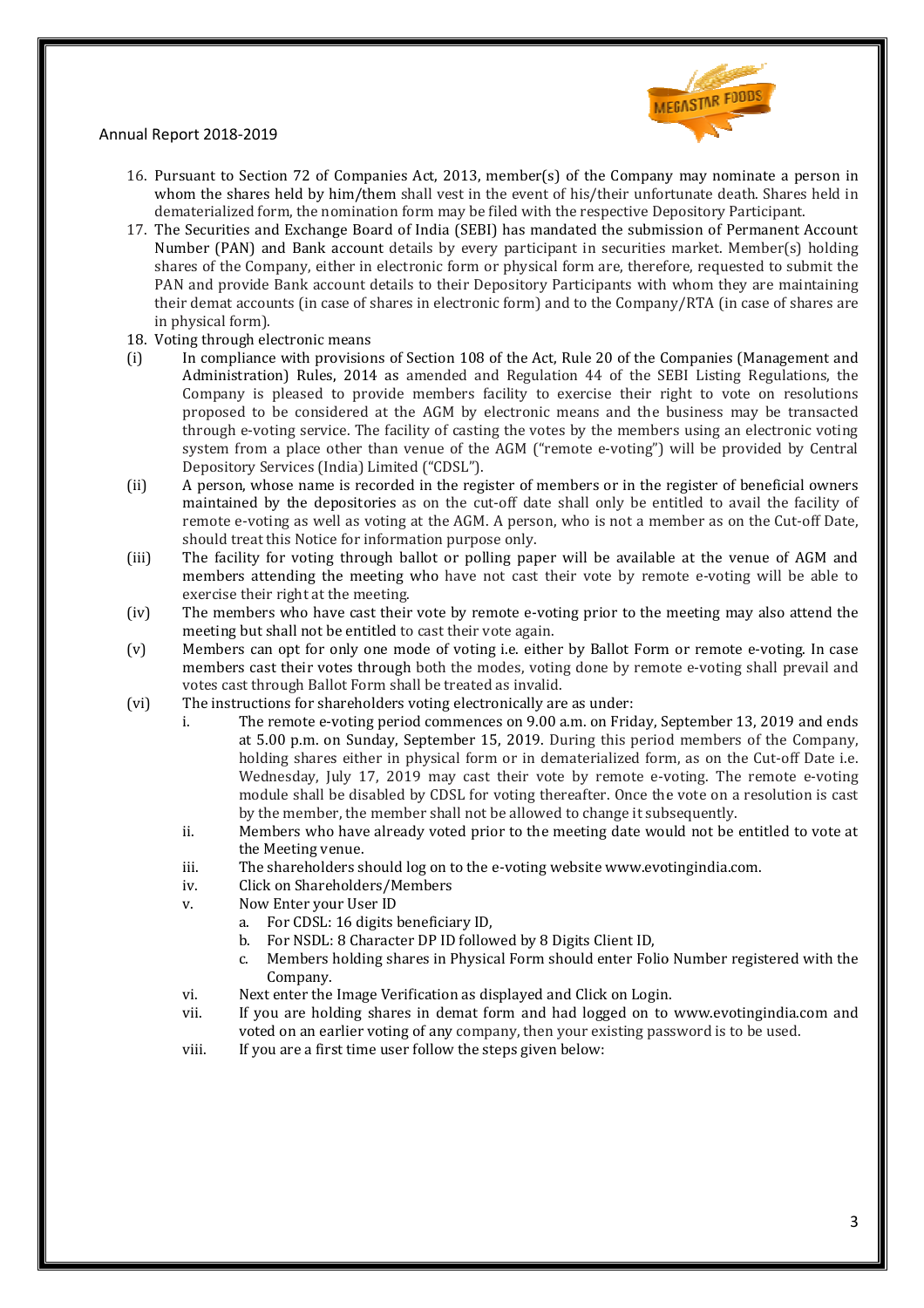16. Pursuant to Section 72 of Companies Act, 2013, member(s) of the Company may nominate a person in whom the shares held by him/them shall vest in the event of his/their unfortunate death. Shares held in dematerialized form, the nomination form may be filed with the respective Depository Participant.
17. The Securities and Exchange Board of India (SEBI) has mandated the submission of Permanent Account Number (PAN) and Bank account details by every participant in securities market. Member(s) holding shares of the Company, either in electronic form or physical form are, therefore, requested to submit the PAN and provide Bank account details to their Depository Participants with whom they are maintaining their demat accounts (in case of shares in electronic form) and to the Company/RTA (in case of shares are in physical form).
18. Voting through electronic means

(i) In compliance with provisions of Section 108 of the Act, Rule 20 of the Companies (Management and Administration) Rules, 2014 as amended and Regulation 44 of the SEBI Listing Regulations, the Company is pleased to provide members facility to exercise their right to vote on resolutions proposed to be considered at the AGM by electronic means and the business may be transacted through e-voting service. The facility of casting the votes by the members using an electronic voting system from a place other than venue of the AGM ("remote e-voting") will be provided by Central Depository Services (India) Limited ("CDSL").

(ii) A person, whose name is recorded in the register of members or in the register of beneficial owners maintained by the depositories as on the cut-off date shall only be entitled to avail the facility of remote e-voting as well as voting at the AGM. A person, who is not a member as on the Cut-off Date, should treat this Notice for information purpose only.

(iii) The facility for voting through ballot or polling paper will be available at the venue of AGM and members attending the meeting who have not cast their vote by remote e-voting will be able to exercise their right at the meeting.

(iv) The members who have cast their vote by remote e-voting prior to the meeting may also attend the meeting but shall not be entitled to cast their vote again.

(v) Members can opt for only one mode of voting i.e. either by Ballot Form or remote e-voting. In case members cast their votes through both the modes, voting done by remote e-voting shall prevail and votes cast through Ballot Form shall be treated as invalid.

(vi) The instructions for shareholders voting electronically are as under:

i. The remote e-voting period commences on 9.00 a.m. on Friday, September 13, 2019 and ends at 5.00 p.m. on Sunday, September 15, 2019. During this period members of the Company, holding shares either in physical form or in dematerialized form, as on the Cut-off Date i.e. Wednesday, July 17, 2019 may cast their vote by remote e-voting. The remote e-voting module shall be disabled by CDSL for voting thereafter. Once the vote on a resolution is cast by the member, the member shall not be allowed to change it subsequently.

ii. Members who have already voted prior to the meeting date would not be entitled to vote at the Meeting venue.

iii. The shareholders should log on to the e-voting website www.evotingindia.com.

iv. Click on Shareholders/Members

v. Now Enter your User ID
   a. For CDSL: 16 digits beneficiary ID,
   b. For NSDL: 8 Character DP ID followed by 8 Digits Client ID,
   c. Members holding shares in Physical Form should enter Folio Number registered with the Company.

vi. Next enter the Image Verification as displayed and Click on Login.

vii. If you are holding shares in demat form and had logged on to www.evotingindia.com and voted on an earlier voting of any company, then your existing password is to be used.

viii. If you are a first time user follow the steps given below: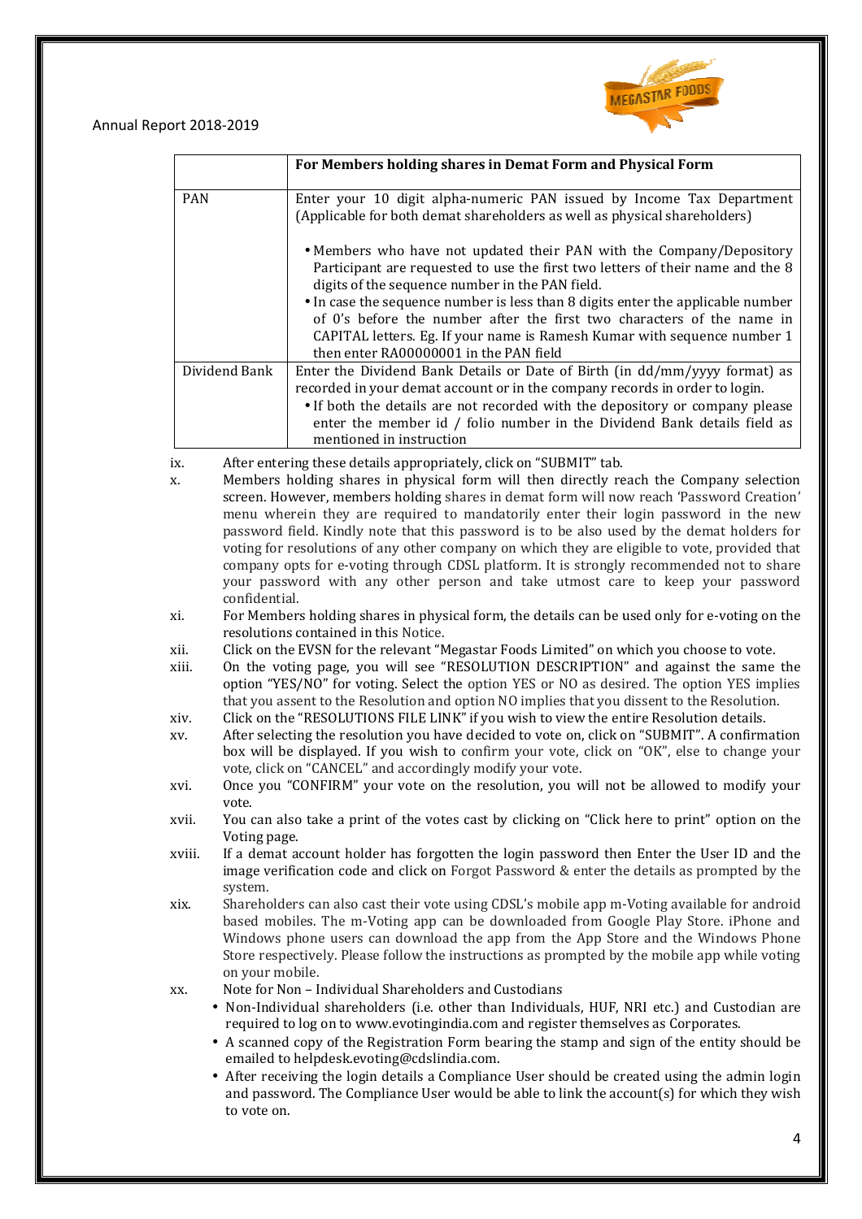| | For Members holding shares in Demat Form and Physical Form |
|---|---|
| PAN | Enter your 10 digit alpha-numeric PAN issued by Income Tax Department (Applicable for both demat shareholders as well as physical shareholders)<br><br>• Members who have not updated their PAN with the Company/Depository Participant are requested to use the first two letters of their name and the 8 digits of the sequence number in the PAN field.<br>• In case the sequence number is less than 8 digits enter the applicable number of 0's before the number after the first two characters of the name in CAPITAL letters. Eg. If your name is Ramesh Kumar with sequence number 1 then enter RA00000001 in the PAN field |
| Dividend Bank | Enter the Dividend Bank Details or Date of Birth (in dd/mm/yyyy format) as recorded in your demat account or in the company records in order to login.<br>• If both the details are not recorded with the depository or company please enter the member id / folio number in the Dividend Bank details field as mentioned in instruction |

ix. After entering these details appropriately, click on "SUBMIT" tab.

x. Members holding shares in physical form will then directly reach the Company selection screen. However, members holding shares in demat form will now reach 'Password Creation' menu wherein they are required to mandatorily enter their login password in the new password field. Kindly note that this password is to be also used by the demat holders for voting for resolutions of any other company on which they are eligible to vote, provided that company opts for e-voting through CDSL platform. It is strongly recommended not to share your password with any other person and take utmost care to keep your password confidential.

xi. For Members holding shares in physical form, the details can be used only for e-voting on the resolutions contained in this Notice.

xii. Click on the EVSN for the relevant "Megastar Foods Limited" on which you choose to vote.

xiii. On the voting page, you will see "RESOLUTION DESCRIPTION" and against the same the option "YES/NO" for voting. Select the option YES or NO as desired. The option YES implies that you assent to the Resolution and option NO implies that you dissent to the Resolution.

xiv. Click on the "RESOLUTIONS FILE LINK" if you wish to view the entire Resolution details.

xv. After selecting the resolution you have decided to vote on, click on "SUBMIT". A confirmation box will be displayed. If you wish to confirm your vote, click on "OK", else to change your vote, click on "CANCEL" and accordingly modify your vote.

xvi. Once you "CONFIRM" your vote on the resolution, you will not be allowed to modify your vote.

xvii. You can also take a print of the votes cast by clicking on "Click here to print" option on the Voting page.

xviii. If a demat account holder has forgotten the login password then Enter the User ID and the image verification code and click on Forgot Password & enter the details as prompted by the system.

xix. Shareholders can also cast their vote using CDSL's mobile app m-Voting available for android based mobiles. The m-Voting app can be downloaded from Google Play Store. iPhone and Windows phone users can download the app from the App Store and the Windows Phone Store respectively. Please follow the instructions as prompted by the mobile app while voting on your mobile.

xx. Note for Non – Individual Shareholders and Custodians
- Non-Individual shareholders (i.e. other than Individuals, HUF, NRI etc.) and Custodian are required to log on to www.evotingindia.com and register themselves as Corporates.
- A scanned copy of the Registration Form bearing the stamp and sign of the entity should be emailed to helpdesk.evoting@cdslindia.com.
- After receiving the login details a Compliance User should be created using the admin login and password. The Compliance User would be able to link the account(s) for which they wish to vote on.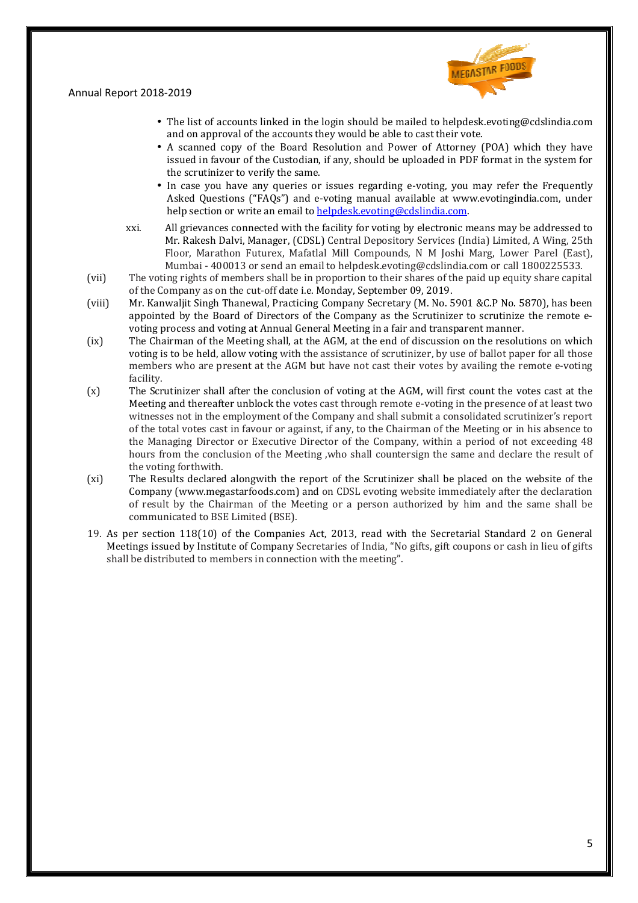- The list of accounts linked in the login should be mailed to helpdesk.evoting@cdslindia.com and on approval of the accounts they would be able to cast their vote.
- A scanned copy of the Board Resolution and Power of Attorney (POA) which they have issued in favour of the Custodian, if any, should be uploaded in PDF format in the system for the scrutinizer to verify the same.
- In case you have any queries or issues regarding e-voting, you may refer the Frequently Asked Questions ("FAQs") and e-voting manual available at www.evotingindia.com, under help section or write an email to helpdesk.evoting@cdslindia.com.

xxi. All grievances connected with the facility for voting by electronic means may be addressed to Mr. Rakesh Dalvi, Manager, (CDSL) Central Depository Services (India) Limited, A Wing, 25th Floor, Marathon Futurex, Mafatlal Mill Compounds, N M Joshi Marg, Lower Parel (East), Mumbai - 400013 or send an email to helpdesk.evoting@cdslindia.com or call 1800225533.

(vii) The voting rights of members shall be in proportion to their shares of the paid up equity share capital of the Company as on the cut-off date i.e. Monday, September 09, 2019.

(viii) Mr. Kanwaljit Singh Thanewal, Practicing Company Secretary (M. No. 5901 &C.P No. 5870), has been appointed by the Board of Directors of the Company as the Scrutinizer to scrutinize the remote e-voting process and voting at Annual General Meeting in a fair and transparent manner.

(ix) The Chairman of the Meeting shall, at the AGM, at the end of discussion on the resolutions on which voting is to be held, allow voting with the assistance of scrutinizer, by use of ballot paper for all those members who are present at the AGM but have not cast their votes by availing the remote e-voting facility.

(x) The Scrutinizer shall after the conclusion of voting at the AGM, will first count the votes cast at the Meeting and thereafter unblock the votes cast through remote e-voting in the presence of at least two witnesses not in the employment of the Company and shall submit a consolidated scrutinizer's report of the total votes cast in favour or against, if any, to the Chairman of the Meeting or in his absence to the Managing Director or Executive Director of the Company, within a period of not exceeding 48 hours from the conclusion of the Meeting ,who shall countersign the same and declare the result of the voting forthwith.

(xi) The Results declared alongwith the report of the Scrutinizer shall be placed on the website of the Company (www.megastarfoods.com) and on CDSL evoting website immediately after the declaration of result by the Chairman of the Meeting or a person authorized by him and the same shall be communicated to BSE Limited (BSE).

19. As per section 118(10) of the Companies Act, 2013, read with the Secretarial Standard 2 on General Meetings issued by Institute of Company Secretaries of India, "No gifts, gift coupons or cash in lieu of gifts shall be distributed to members in connection with the meeting".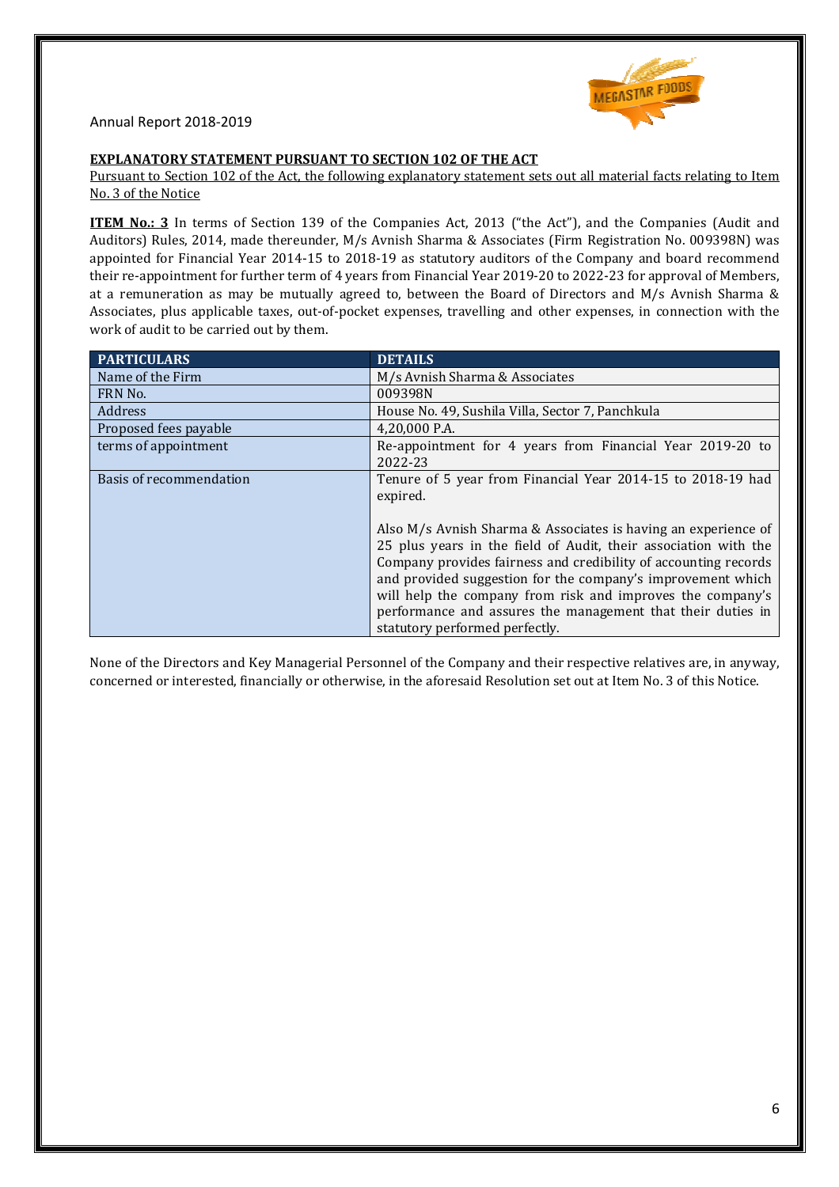**EXPLANATORY STATEMENT PURSUANT TO SECTION 102 OF THE ACT**

Pursuant to Section 102 of the Act, the following explanatory statement sets out all material facts relating to Item No. 3 of the Notice

**ITEM No.: 3** In terms of Section 139 of the Companies Act, 2013 ("the Act"), and the Companies (Audit and Auditors) Rules, 2014, made thereunder, M/s Avnish Sharma & Associates (Firm Registration No. 009398N) was appointed for Financial Year 2014-15 to 2018-19 as statutory auditors of the Company and board recommend their re-appointment for further term of 4 years from Financial Year 2019-20 to 2022-23 for approval of Members, at a remuneration as may be mutually agreed to, between the Board of Directors and M/s Avnish Sharma & Associates, plus applicable taxes, out-of-pocket expenses, travelling and other expenses, in connection with the work of audit to be carried out by them.

| PARTICULARS | DETAILS |
| --- | --- |
| Name of the Firm | M/s Avnish Sharma & Associates |
| FRN No. | 009398N |
| Address | House No. 49, Sushila Villa, Sector 7, Panchkula |
| Proposed fees payable | 4,20,000 P.A. |
| terms of appointment | Re-appointment for 4 years from Financial Year 2019-20 to 2022-23 |
| Basis of recommendation | Tenure of 5 year from Financial Year 2014-15 to 2018-19 had expired.<br><br>Also M/s Avnish Sharma & Associates is having an experience of 25 plus years in the field of Audit, their association with the Company provides fairness and credibility of accounting records and provided suggestion for the company's improvement which will help the company from risk and improves the company's performance and assures the management that their duties in statutory performed perfectly. |

None of the Directors and Key Managerial Personnel of the Company and their respective relatives are, in anyway, concerned or interested, financially or otherwise, in the aforesaid Resolution set out at Item No. 3 of this Notice.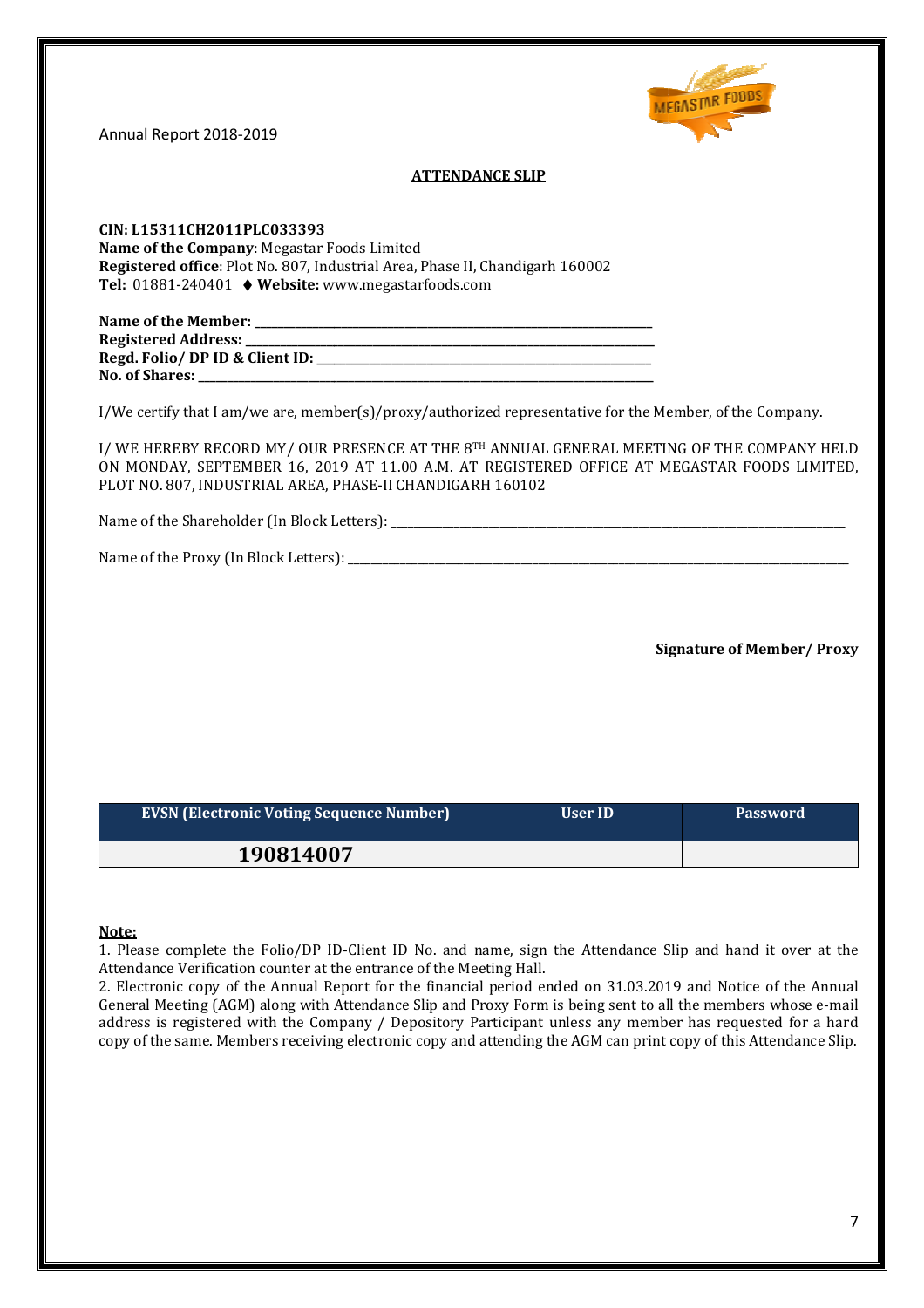## ATTENDANCE SLIP

**CIN: L15311CH2011PLC033393**
**Name of the Company**: Megastar Foods Limited
**Registered office**: Plot No. 807, Industrial Area, Phase II, Chandigarh 160002
**Tel:** 01881-240401 ♦ **Website:** www.megastarfoods.com

**Name of the Member:** ___________________________________________
**Registered Address:** ___________________________________________
**Regd. Folio/ DP ID & Client ID:** ________________________________
**No. of Shares:** ________________________________________________

I/We certify that I am/we are, member(s)/proxy/authorized representative for the Member, of the Company.

I/ WE HEREBY RECORD MY/ OUR PRESENCE AT THE 8TH ANNUAL GENERAL MEETING OF THE COMPANY HELD ON MONDAY, SEPTEMBER 16, 2019 AT 11.00 A.M. AT REGISTERED OFFICE AT MEGASTAR FOODS LIMITED, PLOT NO. 807, INDUSTRIAL AREA, PHASE-II CHANDIGARH 160102

Name of the Shareholder (In Block Letters): ___________________________________________

Name of the Proxy (In Block Letters): ___________________________________________

**Signature of Member/ Proxy**

| EVSN (Electronic Voting Sequence Number) | User ID | Password |
|---|---|---|
| **190814007** | | |

**Note:**

1. Please complete the Folio/DP ID-Client ID No. and name, sign the Attendance Slip and hand it over at the Attendance Verification counter at the entrance of the Meeting Hall.
2. Electronic copy of the Annual Report for the financial period ended on 31.03.2019 and Notice of the Annual General Meeting (AGM) along with Attendance Slip and Proxy Form is being sent to all the members whose e-mail address is registered with the Company / Depository Participant unless any member has requested for a hard copy of the same. Members receiving electronic copy and attending the AGM can print copy of this Attendance Slip.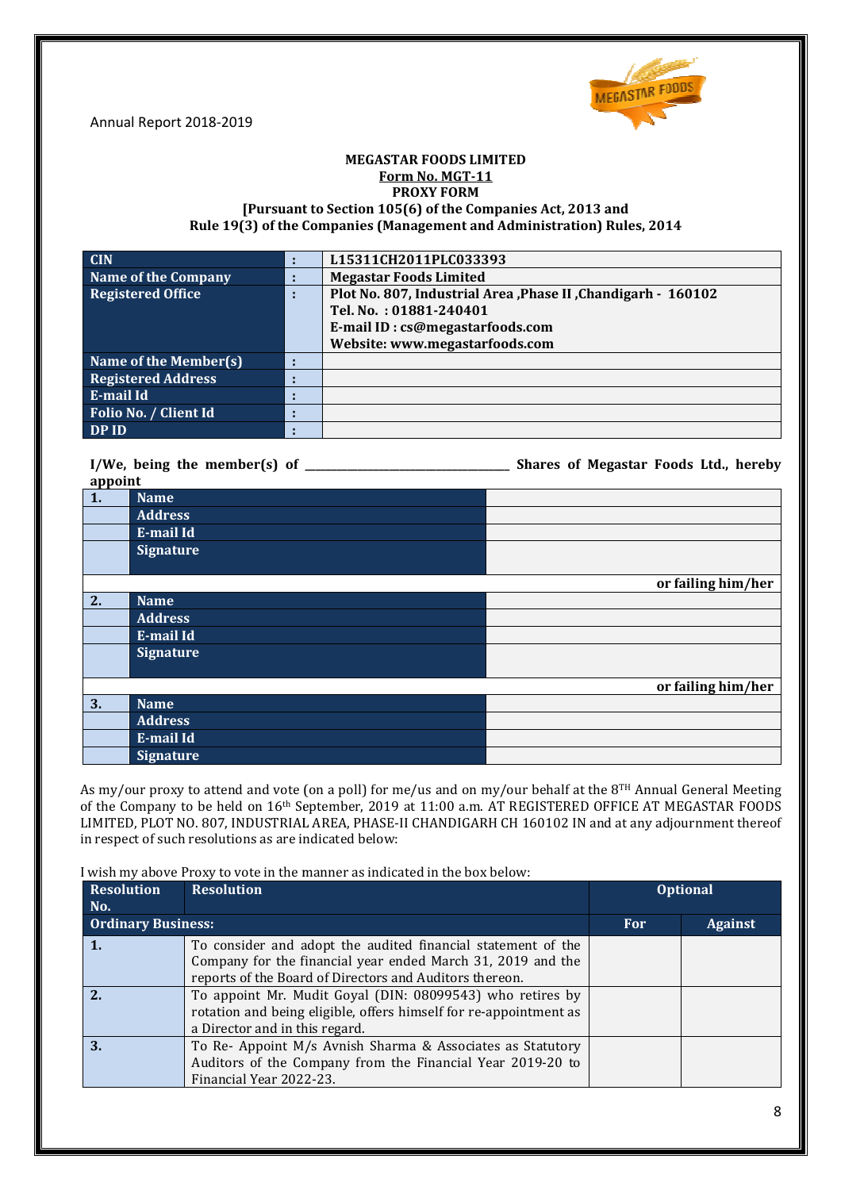Annual Report 2018-2019

**MEGASTAR FOODS LIMITED**
**Form No. MGT-11**
**PROXY FORM**
**[Pursuant to Section 105(6) of the Companies Act, 2013 and Rule 19(3) of the Companies (Management and Administration) Rules, 2014**

| | | |
|---|---|---|
| **CIN** | **:** | **L15311CH2011PLC033393** |
| **Name of the Company** | **:** | **Megastar Foods Limited** |
| **Registered Office** | **:** | **Plot No. 807, Industrial Area ,Phase II ,Chandigarh - 160102**<br>**Tel. No. : 01881-240401**<br>**E-mail ID : cs@megastarfoods.com**<br>**Website: www.megastarfoods.com** |
| **Name of the Member(s)** | **:** | |
| **Registered Address** | **:** | |
| **E-mail Id** | **:** | |
| **Folio No. / Client Id** | **:** | |
| **DP ID** | **:** | |

**I/We, being the member(s) of \_\_\_\_\_\_\_\_\_\_\_\_\_\_\_\_\_\_\_\_\_\_\_\_\_\_\_\_ Shares of Megastar Foods Ltd., hereby appoint**

| | | |
|---|---|---|
| **1.** | **Name** | |
| | **Address** | |
| | **E-mail Id** | |
| | **Signature** | |
| | | **or failing him/her** |
| **2.** | **Name** | |
| | **Address** | |
| | **E-mail Id** | |
| | **Signature** | |
| | | **or failing him/her** |
| **3.** | **Name** | |
| | **Address** | |
| | **E-mail Id** | |
| | **Signature** | |

As my/our proxy to attend and vote (on a poll) for me/us and on my/our behalf at the 8TH Annual General Meeting of the Company to be held on 16th September, 2019 at 11:00 a.m. AT REGISTERED OFFICE AT MEGASTAR FOODS LIMITED, PLOT NO. 807, INDUSTRIAL AREA, PHASE-II CHANDIGARH CH 160102 IN and at any adjournment thereof in respect of such resolutions as are indicated below:

I wish my above Proxy to vote in the manner as indicated in the box below:

| **Resolution No.** | **Resolution** | **Optional** | |
|---|---|---|---|
| **Ordinary Business:** | | **For** | **Against** |
| **1.** | To consider and adopt the audited financial statement of the Company for the financial year ended March 31, 2019 and the reports of the Board of Directors and Auditors thereon. | | |
| **2.** | To appoint Mr. Mudit Goyal (DIN: 08099543) who retires by rotation and being eligible, offers himself for re-appointment as a Director and in this regard. | | |
| **3.** | To Re- Appoint M/s Avnish Sharma & Associates as Statutory Auditors of the Company from the Financial Year 2019-20 to Financial Year 2022-23. | | |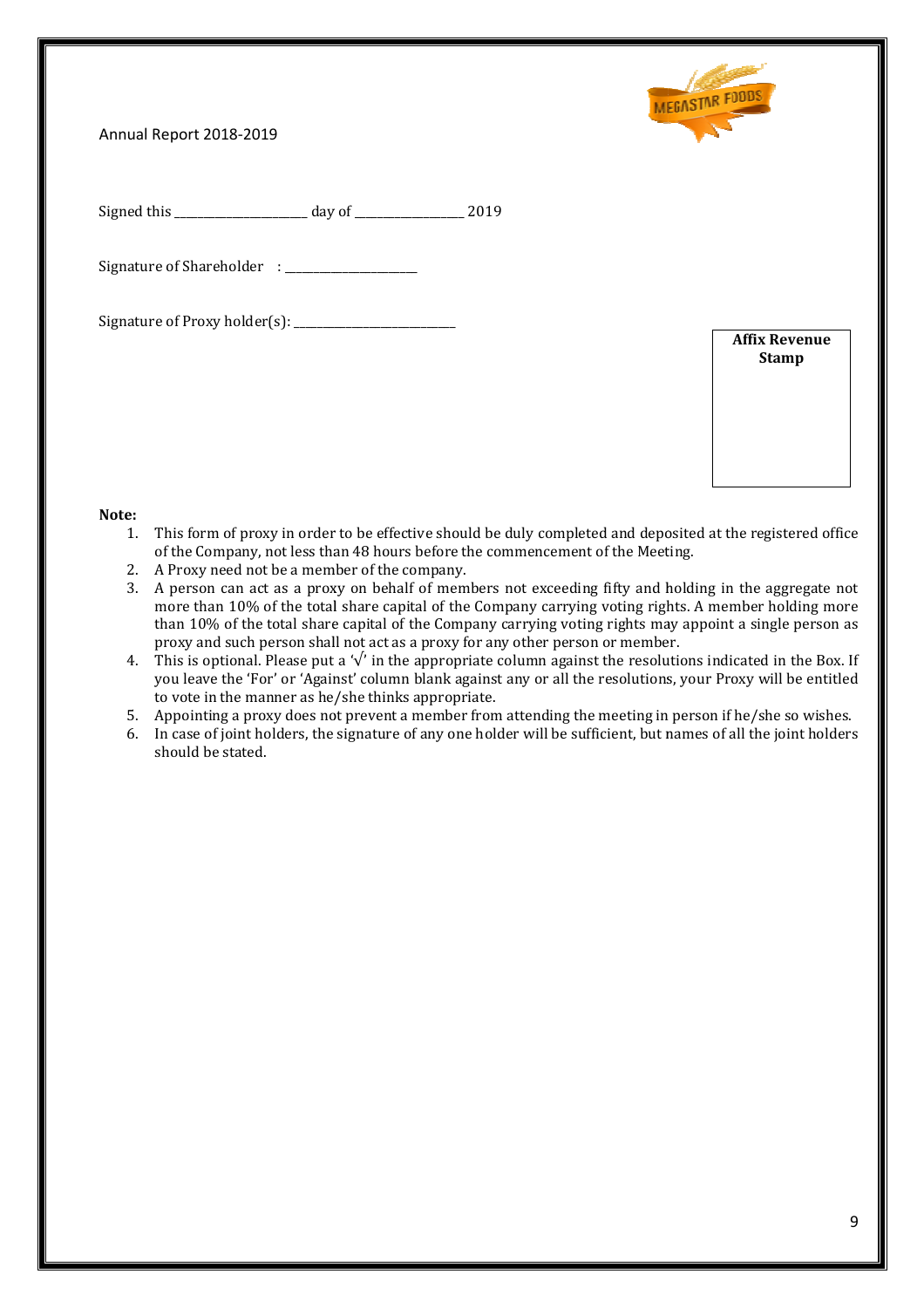Signed this ____________________ day of ________________ 2019

Signature of Shareholder : ____________________

Signature of Proxy holder(s): ________________________

| Affix Revenue Stamp |
|---|
| |

**Note:**

1. This form of proxy in order to be effective should be duly completed and deposited at the registered office of the Company, not less than 48 hours before the commencement of the Meeting.
2. A Proxy need not be a member of the company.
3. A person can act as a proxy on behalf of members not exceeding fifty and holding in the aggregate not more than 10% of the total share capital of the Company carrying voting rights. A member holding more than 10% of the total share capital of the Company carrying voting rights may appoint a single person as proxy and such person shall not act as a proxy for any other person or member.
4. This is optional. Please put a '√' in the appropriate column against the resolutions indicated in the Box. If you leave the 'For' or 'Against' column blank against any or all the resolutions, your Proxy will be entitled to vote in the manner as he/she thinks appropriate.
5. Appointing a proxy does not prevent a member from attending the meeting in person if he/she so wishes.
6. In case of joint holders, the signature of any one holder will be sufficient, but names of all the joint holders should be stated.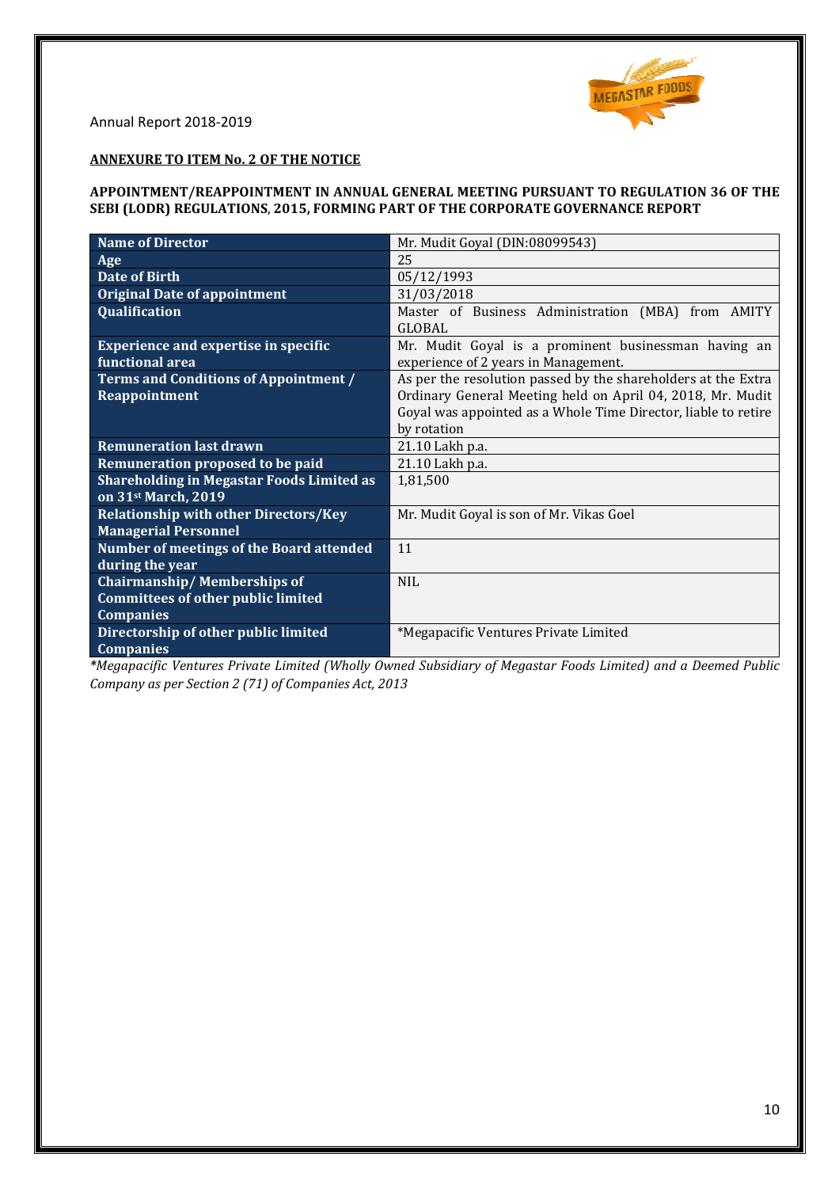## ANNEXURE TO ITEM No. 2 OF THE NOTICE

**APPOINTMENT/REAPPOINTMENT IN ANNUAL GENERAL MEETING PURSUANT TO REGULATION 36 OF THE SEBI (LODR) REGULATIONS, 2015, FORMING PART OF THE CORPORATE GOVERNANCE REPORT**

| Name of Director | Mr. Mudit Goyal (DIN:08099543) |
|---|---|
| Age | 25 |
| Date of Birth | 05/12/1993 |
| Original Date of appointment | 31/03/2018 |
| Qualification | Master of Business Administration (MBA) from AMITY GLOBAL |
| Experience and expertise in specific functional area | Mr. Mudit Goyal is a prominent businessman having an experience of 2 years in Management. |
| Terms and Conditions of Appointment / Reappointment | As per the resolution passed by the shareholders at the Extra Ordinary General Meeting held on April 04, 2018, Mr. Mudit Goyal was appointed as a Whole Time Director, liable to retire by rotation |
| Remuneration last drawn | 21.10 Lakh p.a. |
| Remuneration proposed to be paid | 21.10 Lakh p.a. |
| Shareholding in Megastar Foods Limited as on 31st March, 2019 | 1,81,500 |
| Relationship with other Directors/Key Managerial Personnel | Mr. Mudit Goyal is son of Mr. Vikas Goel |
| Number of meetings of the Board attended during the year | 11 |
| Chairmanship/ Memberships of Committees of other public limited Companies | NIL |
| Directorship of other public limited Companies | *Megapacific Ventures Private Limited |

*\*Megapacific Ventures Private Limited (Wholly Owned Subsidiary of Megastar Foods Limited) and a Deemed Public Company as per Section 2 (71) of Companies Act, 2013*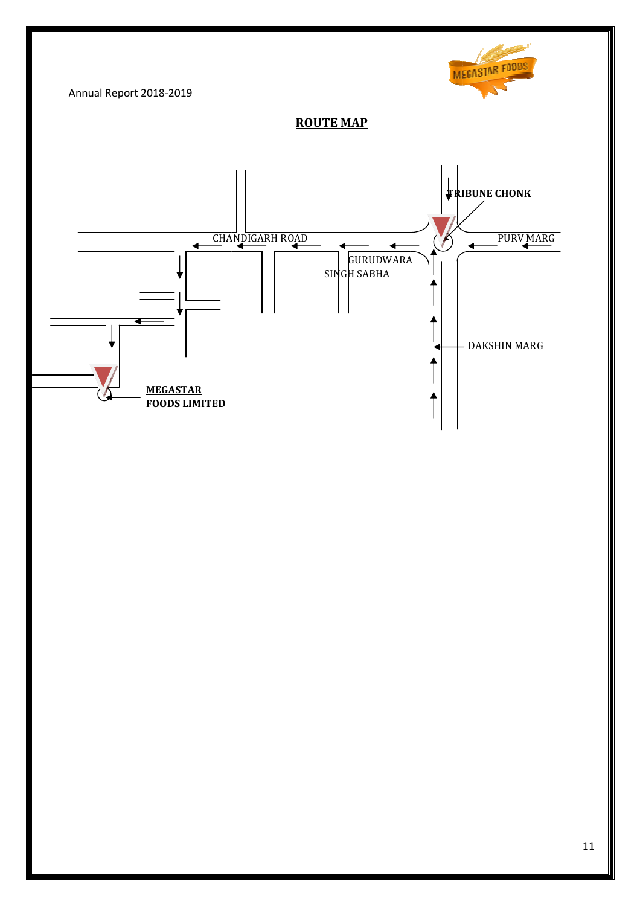## ROUTE MAP

TRIBUNE CHONK

CHANDIGARH ROAD

PURV MARG

GURUDWARA

SINGH SABHA

DAKSHIN MARG

MEGASTAR

FOODS LIMITED